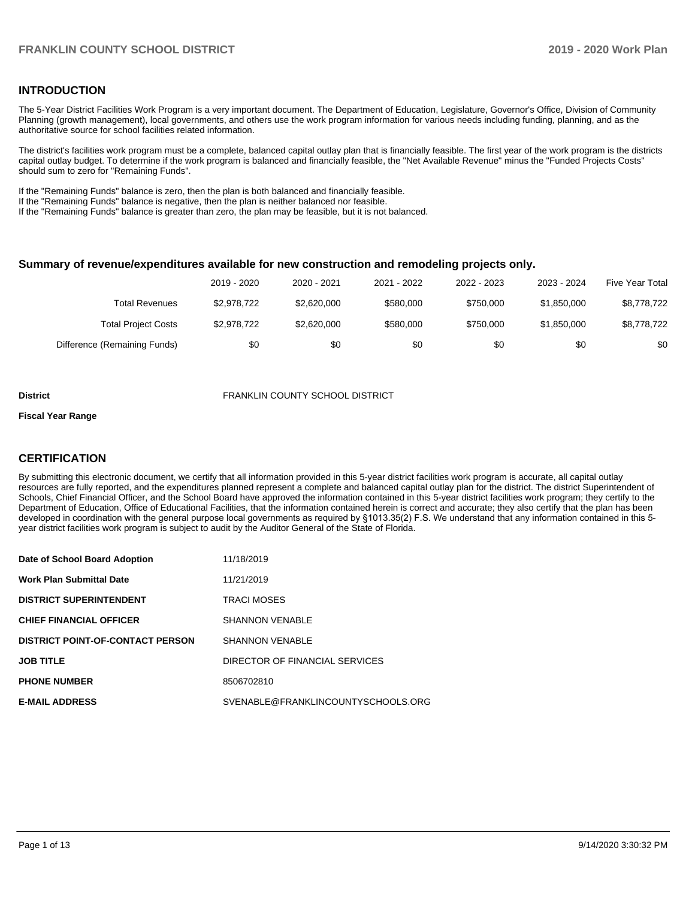## INTRODUCTION

The 5-Year District Facilities Work Program is a very important document. The Department of Education, Legislature, Governor's Office, Division of Community Planning (growth management), local governments, and others use the work program information for various needs including funding, planning, and as the authoritative source for school facilities related information.

The district's facilities work program must be a complete, balanced capital outlay plan that is financially feasible. The first year of the work program is the districts capital outlay budget. To determine if the work program is balanced and financially feasible, the "Net Available Revenue" minus the "Funded Projects Costs" should sum to zero for "Remaining Funds".

If the "Remaining Funds" balance is zero, then the plan is both balanced and financially feasible.
If the "Remaining Funds" balance is negative, then the plan is neither balanced nor feasible.
If the "Remaining Funds" balance is greater than zero, the plan may be feasible, but it is not balanced.

### Summary of revenue/expenditures available for new construction and remodeling projects only.

| | 2019 - 2020 | 2020 - 2021 | 2021 - 2022 | 2022 - 2023 | 2023 - 2024 | Five Year Total |
|---|---|---|---|---|---|---|
| Total Revenues | $2,978,722 | $2,620,000 | $580,000 | $750,000 | $1,850,000 | $8,778,722 |
| Total Project Costs | $2,978,722 | $2,620,000 | $580,000 | $750,000 | $1,850,000 | $8,778,722 |
| Difference (Remaining Funds) | $0 | $0 | $0 | $0 | $0 | $0 |

**District** FRANKLIN COUNTY SCHOOL DISTRICT

**Fiscal Year Range**

## CERTIFICATION

By submitting this electronic document, we certify that all information provided in this 5-year district facilities work program is accurate, all capital outlay resources are fully reported, and the expenditures planned represent a complete and balanced capital outlay plan for the district. The district Superintendent of Schools, Chief Financial Officer, and the School Board have approved the information contained in this 5-year district facilities work program; they certify to the Department of Education, Office of Educational Facilities, that the information contained herein is correct and accurate; they also certify that the plan has been developed in coordination with the general purpose local governments as required by §1013.35(2) F.S. We understand that any information contained in this 5-year district facilities work program is subject to audit by the Auditor General of the State of Florida.

| | |
|---|---|
| **Date of School Board Adoption** | 11/18/2019 |
| **Work Plan Submittal Date** | 11/21/2019 |
| **DISTRICT SUPERINTENDENT** | TRACI MOSES |
| **CHIEF FINANCIAL OFFICER** | SHANNON VENABLE |
| **DISTRICT POINT-OF-CONTACT PERSON** | SHANNON VENABLE |
| **JOB TITLE** | DIRECTOR OF FINANCIAL SERVICES |
| **PHONE NUMBER** | 8506702810 |
| **E-MAIL ADDRESS** | SVENABLE@FRANKLINCOUNTYSCHOOLS.ORG |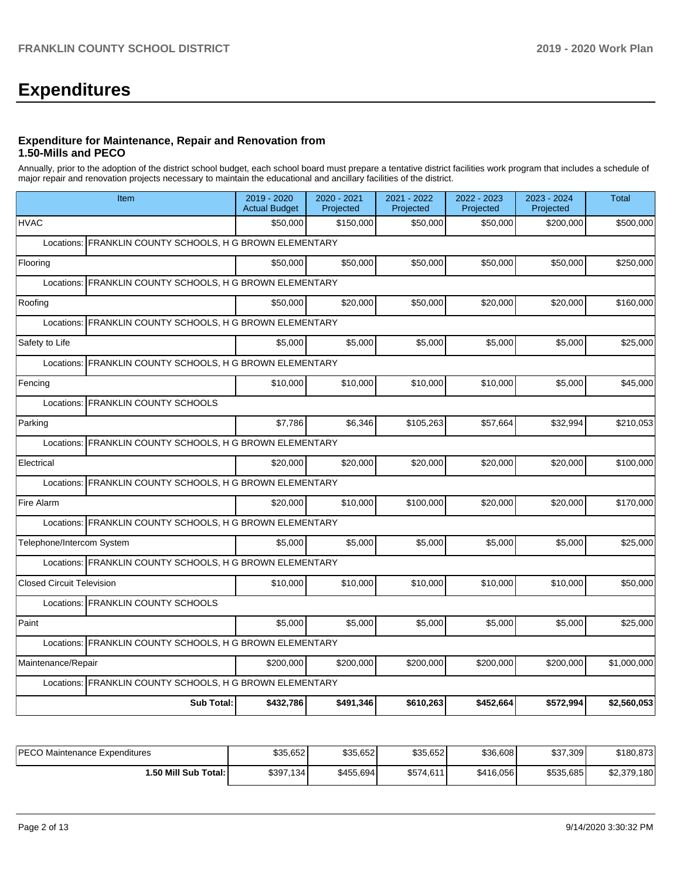# Expenditures

### Expenditure for Maintenance, Repair and Renovation from 1.50-Mills and PECO

Annually, prior to the adoption of the district school budget, each school board must prepare a tentative district facilities work program that includes a schedule of major repair and renovation projects necessary to maintain the educational and ancillary facilities of the district.

| Item | 2019 - 2020 Actual Budget | 2020 - 2021 Projected | 2021 - 2022 Projected | 2022 - 2023 Projected | 2023 - 2024 Projected | Total |
|---|---|---|---|---|---|---|
| HVAC | $50,000 | $150,000 | $50,000 | $50,000 | $200,000 | $500,000 |
| Locations: FRANKLIN COUNTY SCHOOLS, H G BROWN ELEMENTARY | | | | | | |
| Flooring | $50,000 | $50,000 | $50,000 | $50,000 | $50,000 | $250,000 |
| Locations: FRANKLIN COUNTY SCHOOLS, H G BROWN ELEMENTARY | | | | | | |
| Roofing | $50,000 | $20,000 | $50,000 | $20,000 | $20,000 | $160,000 |
| Locations: FRANKLIN COUNTY SCHOOLS, H G BROWN ELEMENTARY | | | | | | |
| Safety to Life | $5,000 | $5,000 | $5,000 | $5,000 | $5,000 | $25,000 |
| Locations: FRANKLIN COUNTY SCHOOLS, H G BROWN ELEMENTARY | | | | | | |
| Fencing | $10,000 | $10,000 | $10,000 | $10,000 | $5,000 | $45,000 |
| Locations: FRANKLIN COUNTY SCHOOLS | | | | | | |
| Parking | $7,786 | $6,346 | $105,263 | $57,664 | $32,994 | $210,053 |
| Locations: FRANKLIN COUNTY SCHOOLS, H G BROWN ELEMENTARY | | | | | | |
| Electrical | $20,000 | $20,000 | $20,000 | $20,000 | $20,000 | $100,000 |
| Locations: FRANKLIN COUNTY SCHOOLS, H G BROWN ELEMENTARY | | | | | | |
| Fire Alarm | $20,000 | $10,000 | $100,000 | $20,000 | $20,000 | $170,000 |
| Locations: FRANKLIN COUNTY SCHOOLS, H G BROWN ELEMENTARY | | | | | | |
| Telephone/Intercom System | $5,000 | $5,000 | $5,000 | $5,000 | $5,000 | $25,000 |
| Locations: FRANKLIN COUNTY SCHOOLS, H G BROWN ELEMENTARY | | | | | | |
| Closed Circuit Television | $10,000 | $10,000 | $10,000 | $10,000 | $10,000 | $50,000 |
| Locations: FRANKLIN COUNTY SCHOOLS | | | | | | |
| Paint | $5,000 | $5,000 | $5,000 | $5,000 | $5,000 | $25,000 |
| Locations: FRANKLIN COUNTY SCHOOLS, H G BROWN ELEMENTARY | | | | | | |
| Maintenance/Repair | $200,000 | $200,000 | $200,000 | $200,000 | $200,000 | $1,000,000 |
| Locations: FRANKLIN COUNTY SCHOOLS, H G BROWN ELEMENTARY | | | | | | |
| **Sub Total:** | **$432,786** | **$491,346** | **$610,263** | **$452,664** | **$572,994** | **$2,560,053** |

| | | | | | | |
|---|---|---|---|---|---|---|
| PECO Maintenance Expenditures | $35,652 | $35,652 | $35,652 | $36,608 | $37,309 | $180,873 |
| **1.50 Mill Sub Total:** | $397,134 | $455,694 | $574,611 | $416,056 | $535,685 | $2,379,180 |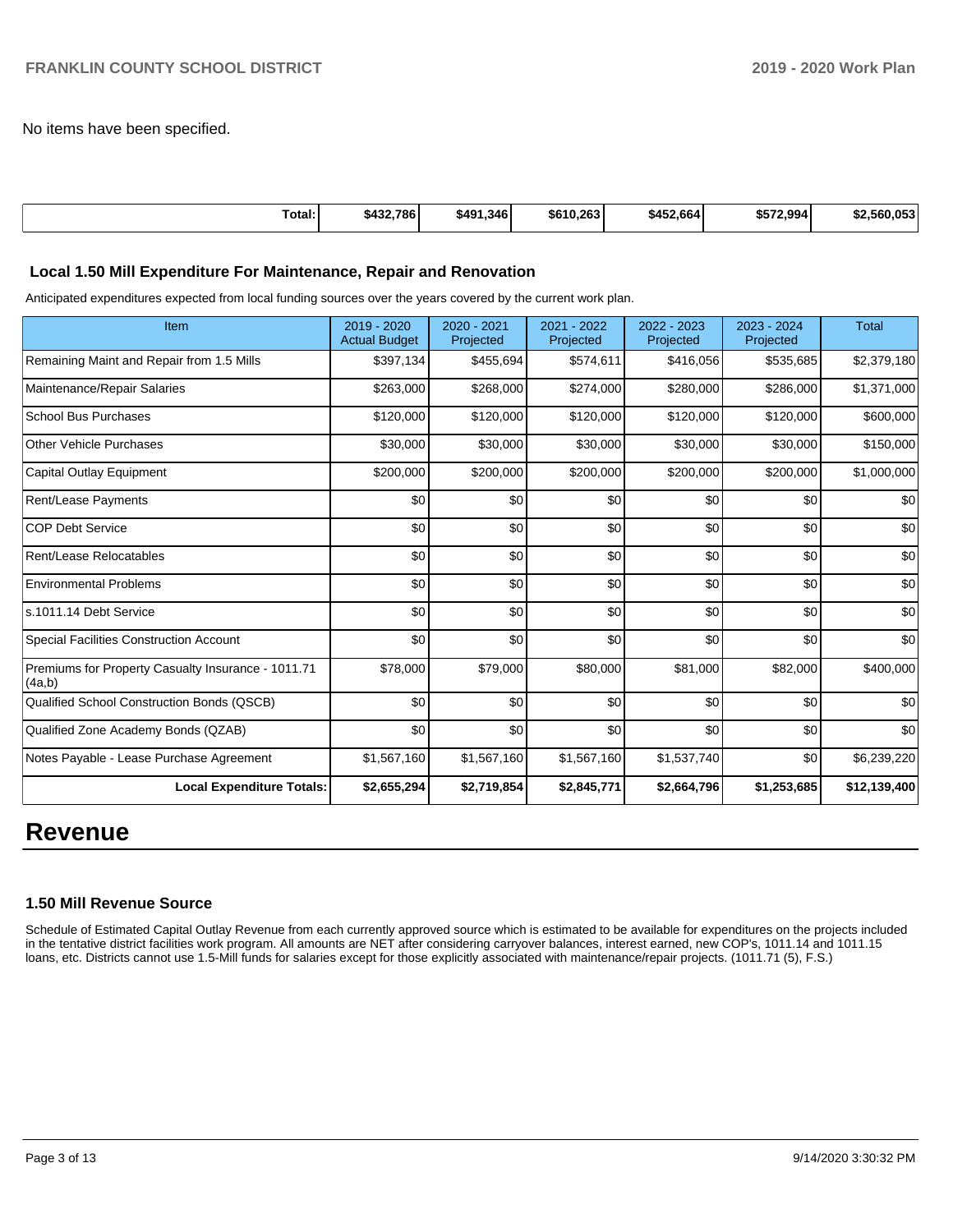No items have been specified.

| Total: | $432,786 | $491,346 | $610,263 | $452,664 | $572,994 | $2,560,053 |
|---|---|---|---|---|---|---|

### Local 1.50 Mill Expenditure For Maintenance, Repair and Renovation

Anticipated expenditures expected from local funding sources over the years covered by the current work plan.

| Item | 2019 - 2020 Actual Budget | 2020 - 2021 Projected | 2021 - 2022 Projected | 2022 - 2023 Projected | 2023 - 2024 Projected | Total |
|---|---|---|---|---|---|---|
| Remaining Maint and Repair from 1.5 Mills | $397,134 | $455,694 | $574,611 | $416,056 | $535,685 | $2,379,180 |
| Maintenance/Repair Salaries | $263,000 | $268,000 | $274,000 | $280,000 | $286,000 | $1,371,000 |
| School Bus Purchases | $120,000 | $120,000 | $120,000 | $120,000 | $120,000 | $600,000 |
| Other Vehicle Purchases | $30,000 | $30,000 | $30,000 | $30,000 | $30,000 | $150,000 |
| Capital Outlay Equipment | $200,000 | $200,000 | $200,000 | $200,000 | $200,000 | $1,000,000 |
| Rent/Lease Payments | $0 | $0 | $0 | $0 | $0 | $0 |
| COP Debt Service | $0 | $0 | $0 | $0 | $0 | $0 |
| Rent/Lease Relocatables | $0 | $0 | $0 | $0 | $0 | $0 |
| Environmental Problems | $0 | $0 | $0 | $0 | $0 | $0 |
| s.1011.14 Debt Service | $0 | $0 | $0 | $0 | $0 | $0 |
| Special Facilities Construction Account | $0 | $0 | $0 | $0 | $0 | $0 |
| Premiums for Property Casualty Insurance - 1011.71 (4a,b) | $78,000 | $79,000 | $80,000 | $81,000 | $82,000 | $400,000 |
| Qualified School Construction Bonds (QSCB) | $0 | $0 | $0 | $0 | $0 | $0 |
| Qualified Zone Academy Bonds (QZAB) | $0 | $0 | $0 | $0 | $0 | $0 |
| Notes Payable - Lease Purchase Agreement | $1,567,160 | $1,567,160 | $1,567,160 | $1,537,740 | $0 | $6,239,220 |
| **Local Expenditure Totals:** | **$2,655,294** | **$2,719,854** | **$2,845,771** | **$2,664,796** | **$1,253,685** | **$12,139,400** |

# Revenue

### 1.50 Mill Revenue Source

Schedule of Estimated Capital Outlay Revenue from each currently approved source which is estimated to be available for expenditures on the projects included in the tentative district facilities work program. All amounts are NET after considering carryover balances, interest earned, new COP's, 1011.14 and 1011.15 loans, etc. Districts cannot use 1.5-Mill funds for salaries except for those explicitly associated with maintenance/repair projects. (1011.71 (5), F.S.)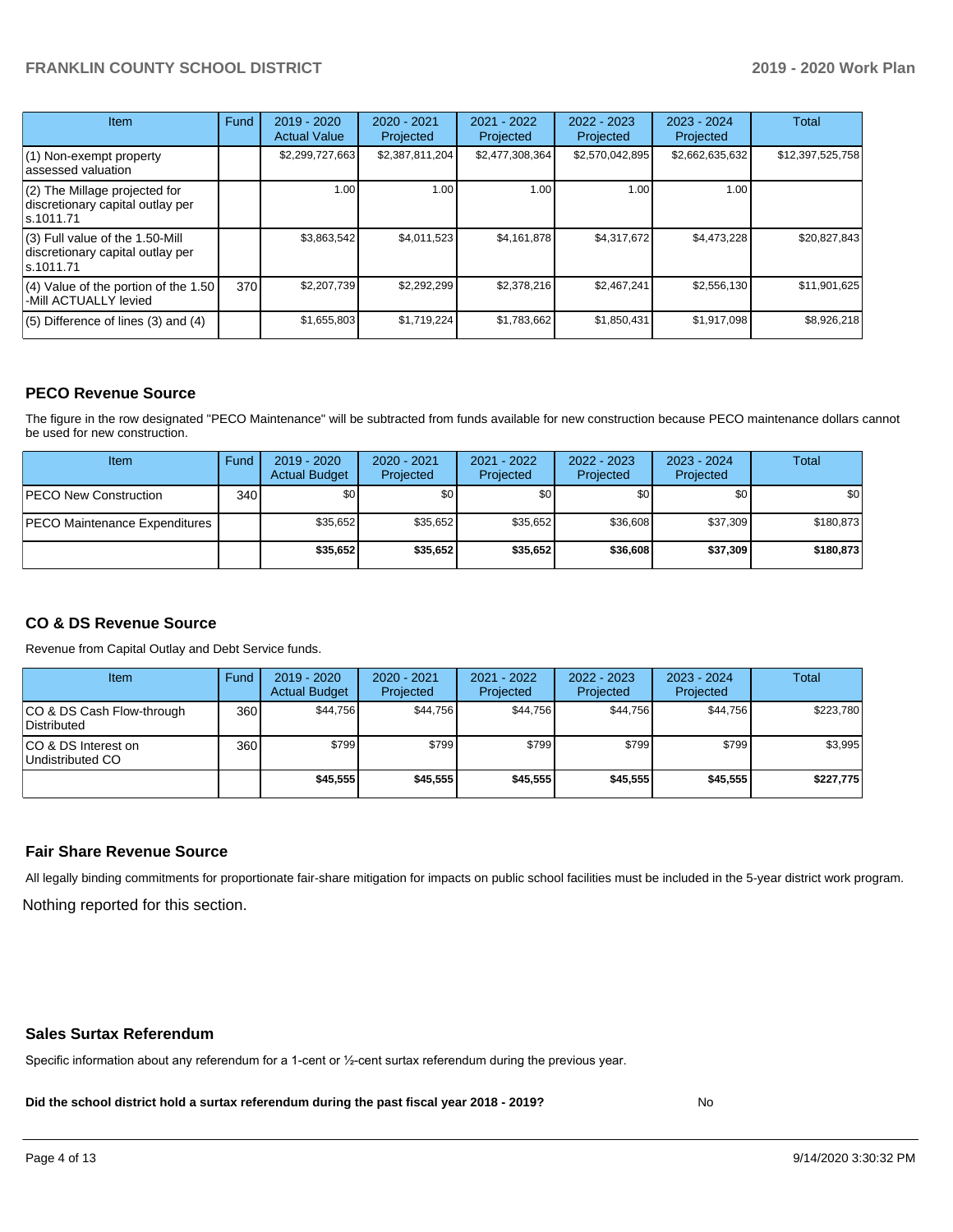| Item | Fund | 2019 - 2020 Actual Value | 2020 - 2021 Projected | 2021 - 2022 Projected | 2022 - 2023 Projected | 2023 - 2024 Projected | Total |
|---|---|---|---|---|---|---|---|
| (1) Non-exempt property assessed valuation | | $2,299,727,663 | $2,387,811,204 | $2,477,308,364 | $2,570,042,895 | $2,662,635,632 | $12,397,525,758 |
| (2) The Millage projected for discretionary capital outlay per s.1011.71 | | 1.00 | 1.00 | 1.00 | 1.00 | 1.00 | |
| (3) Full value of the 1.50-Mill discretionary capital outlay per s.1011.71 | | $3,863,542 | $4,011,523 | $4,161,878 | $4,317,672 | $4,473,228 | $20,827,843 |
| (4) Value of the portion of the 1.50 -Mill ACTUALLY levied | 370 | $2,207,739 | $2,292,299 | $2,378,216 | $2,467,241 | $2,556,130 | $11,901,625 |
| (5) Difference of lines (3) and (4) | | $1,655,803 | $1,719,224 | $1,783,662 | $1,850,431 | $1,917,098 | $8,926,218 |

## PECO Revenue Source

The figure in the row designated "PECO Maintenance" will be subtracted from funds available for new construction because PECO maintenance dollars cannot be used for new construction.

| Item | Fund | 2019 - 2020 Actual Budget | 2020 - 2021 Projected | 2021 - 2022 Projected | 2022 - 2023 Projected | 2023 - 2024 Projected | Total |
|---|---|---|---|---|---|---|---|
| PECO New Construction | 340 | $0 | $0 | $0 | $0 | $0 | $0 |
| PECO Maintenance Expenditures | | $35,652 | $35,652 | $35,652 | $36,608 | $37,309 | $180,873 |
| | | **$35,652** | **$35,652** | **$35,652** | **$36,608** | **$37,309** | **$180,873** |

## CO & DS Revenue Source

Revenue from Capital Outlay and Debt Service funds.

| Item | Fund | 2019 - 2020 Actual Budget | 2020 - 2021 Projected | 2021 - 2022 Projected | 2022 - 2023 Projected | 2023 - 2024 Projected | Total |
|---|---|---|---|---|---|---|---|
| CO & DS Cash Flow-through Distributed | 360 | $44,756 | $44,756 | $44,756 | $44,756 | $44,756 | $223,780 |
| CO & DS Interest on Undistributed CO | 360 | $799 | $799 | $799 | $799 | $799 | $3,995 |
| | | **$45,555** | **$45,555** | **$45,555** | **$45,555** | **$45,555** | **$227,775** |

## Fair Share Revenue Source

All legally binding commitments for proportionate fair-share mitigation for impacts on public school facilities must be included in the 5-year district work program.

Nothing reported for this section.

## Sales Surtax Referendum

Specific information about any referendum for a 1-cent or ½-cent surtax referendum during the previous year.

**Did the school district hold a surtax referendum during the past fiscal year 2018 - 2019?** No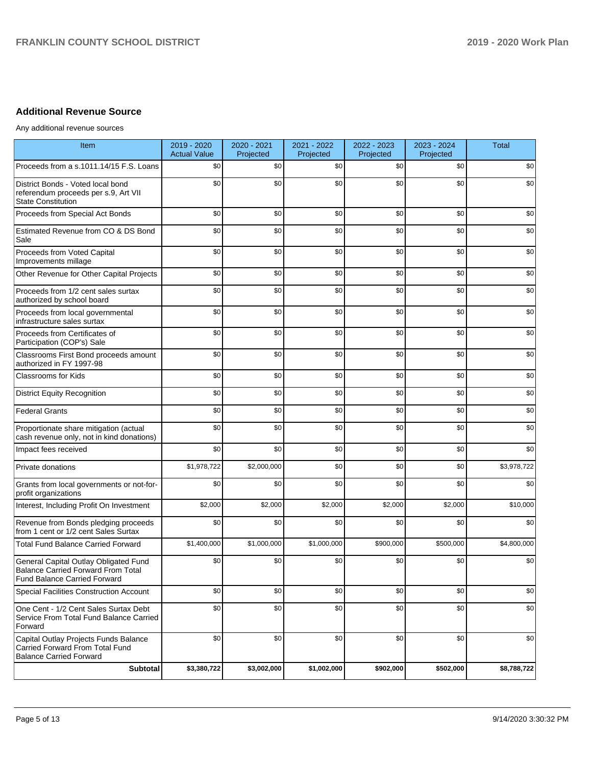## Additional Revenue Source

Any additional revenue sources

| Item | 2019 - 2020 Actual Value | 2020 - 2021 Projected | 2021 - 2022 Projected | 2022 - 2023 Projected | 2023 - 2024 Projected | Total |
|---|---|---|---|---|---|---|
| Proceeds from a s.1011.14/15 F.S. Loans | $0 | $0 | $0 | $0 | $0 | $0 |
| District Bonds - Voted local bond referendum proceeds per s.9, Art VII State Constitution | $0 | $0 | $0 | $0 | $0 | $0 |
| Proceeds from Special Act Bonds | $0 | $0 | $0 | $0 | $0 | $0 |
| Estimated Revenue from CO & DS Bond Sale | $0 | $0 | $0 | $0 | $0 | $0 |
| Proceeds from Voted Capital Improvements millage | $0 | $0 | $0 | $0 | $0 | $0 |
| Other Revenue for Other Capital Projects | $0 | $0 | $0 | $0 | $0 | $0 |
| Proceeds from 1/2 cent sales surtax authorized by school board | $0 | $0 | $0 | $0 | $0 | $0 |
| Proceeds from local governmental infrastructure sales surtax | $0 | $0 | $0 | $0 | $0 | $0 |
| Proceeds from Certificates of Participation (COP's) Sale | $0 | $0 | $0 | $0 | $0 | $0 |
| Classrooms First Bond proceeds amount authorized in FY 1997-98 | $0 | $0 | $0 | $0 | $0 | $0 |
| Classrooms for Kids | $0 | $0 | $0 | $0 | $0 | $0 |
| District Equity Recognition | $0 | $0 | $0 | $0 | $0 | $0 |
| Federal Grants | $0 | $0 | $0 | $0 | $0 | $0 |
| Proportionate share mitigation (actual cash revenue only, not in kind donations) | $0 | $0 | $0 | $0 | $0 | $0 |
| Impact fees received | $0 | $0 | $0 | $0 | $0 | $0 |
| Private donations | $1,978,722 | $2,000,000 | $0 | $0 | $0 | $3,978,722 |
| Grants from local governments or not-for-profit organizations | $0 | $0 | $0 | $0 | $0 | $0 |
| Interest, Including Profit On Investment | $2,000 | $2,000 | $2,000 | $2,000 | $2,000 | $10,000 |
| Revenue from Bonds pledging proceeds from 1 cent or 1/2 cent Sales Surtax | $0 | $0 | $0 | $0 | $0 | $0 |
| Total Fund Balance Carried Forward | $1,400,000 | $1,000,000 | $1,000,000 | $900,000 | $500,000 | $4,800,000 |
| General Capital Outlay Obligated Fund Balance Carried Forward From Total Fund Balance Carried Forward | $0 | $0 | $0 | $0 | $0 | $0 |
| Special Facilities Construction Account | $0 | $0 | $0 | $0 | $0 | $0 |
| One Cent - 1/2 Cent Sales Surtax Debt Service From Total Fund Balance Carried Forward | $0 | $0 | $0 | $0 | $0 | $0 |
| Capital Outlay Projects Funds Balance Carried Forward From Total Fund Balance Carried Forward | $0 | $0 | $0 | $0 | $0 | $0 |
| **Subtotal** | **$3,380,722** | **$3,002,000** | **$1,002,000** | **$902,000** | **$502,000** | **$8,788,722** |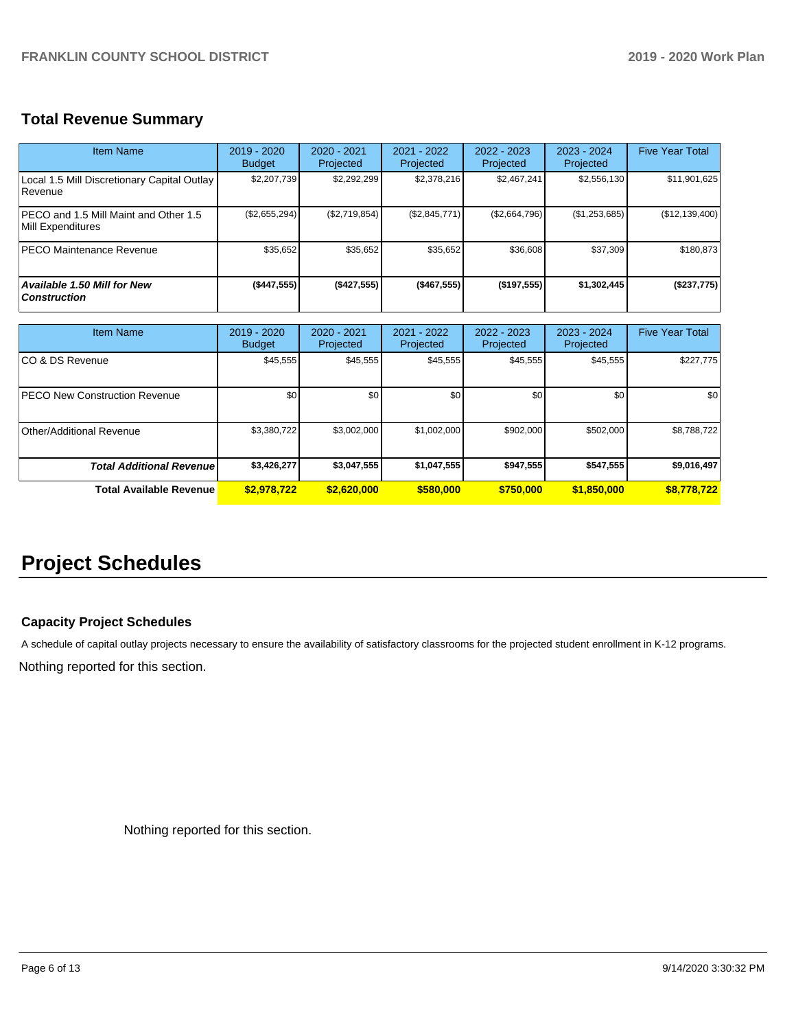## Total Revenue Summary

| Item Name | 2019 - 2020 Budget | 2020 - 2021 Projected | 2021 - 2022 Projected | 2022 - 2023 Projected | 2023 - 2024 Projected | Five Year Total |
|---|---|---|---|---|---|---|
| Local 1.5 Mill Discretionary Capital Outlay Revenue | $2,207,739 | $2,292,299 | $2,378,216 | $2,467,241 | $2,556,130 | $11,901,625 |
| PECO and 1.5 Mill Maint and Other 1.5 Mill Expenditures | ($2,655,294) | ($2,719,854) | ($2,845,771) | ($2,664,796) | ($1,253,685) | ($12,139,400) |
| PECO Maintenance Revenue | $35,652 | $35,652 | $35,652 | $36,608 | $37,309 | $180,873 |
| ***Available 1.50 Mill for New Construction*** | **($447,555)** | **($427,555)** | **($467,555)** | **($197,555)** | **$1,302,445** | **($237,775)** |

| Item Name | 2019 - 2020 Budget | 2020 - 2021 Projected | 2021 - 2022 Projected | 2022 - 2023 Projected | 2023 - 2024 Projected | Five Year Total |
|---|---|---|---|---|---|---|
| CO & DS Revenue | $45,555 | $45,555 | $45,555 | $45,555 | $45,555 | $227,775 |
| PECO New Construction Revenue | $0 | $0 | $0 | $0 | $0 | $0 |
| Other/Additional Revenue | $3,380,722 | $3,002,000 | $1,002,000 | $902,000 | $502,000 | $8,788,722 |
| ***Total Additional Revenue*** | **$3,426,277** | **$3,047,555** | **$1,047,555** | **$947,555** | **$547,555** | **$9,016,497** |
| **Total Available Revenue** | **$2,978,722** | **$2,620,000** | **$580,000** | **$750,000** | **$1,850,000** | **$8,778,722** |

# Project Schedules

### Capacity Project Schedules

A schedule of capital outlay projects necessary to ensure the availability of satisfactory classrooms for the projected student enrollment in K-12 programs.

Nothing reported for this section.

Nothing reported for this section.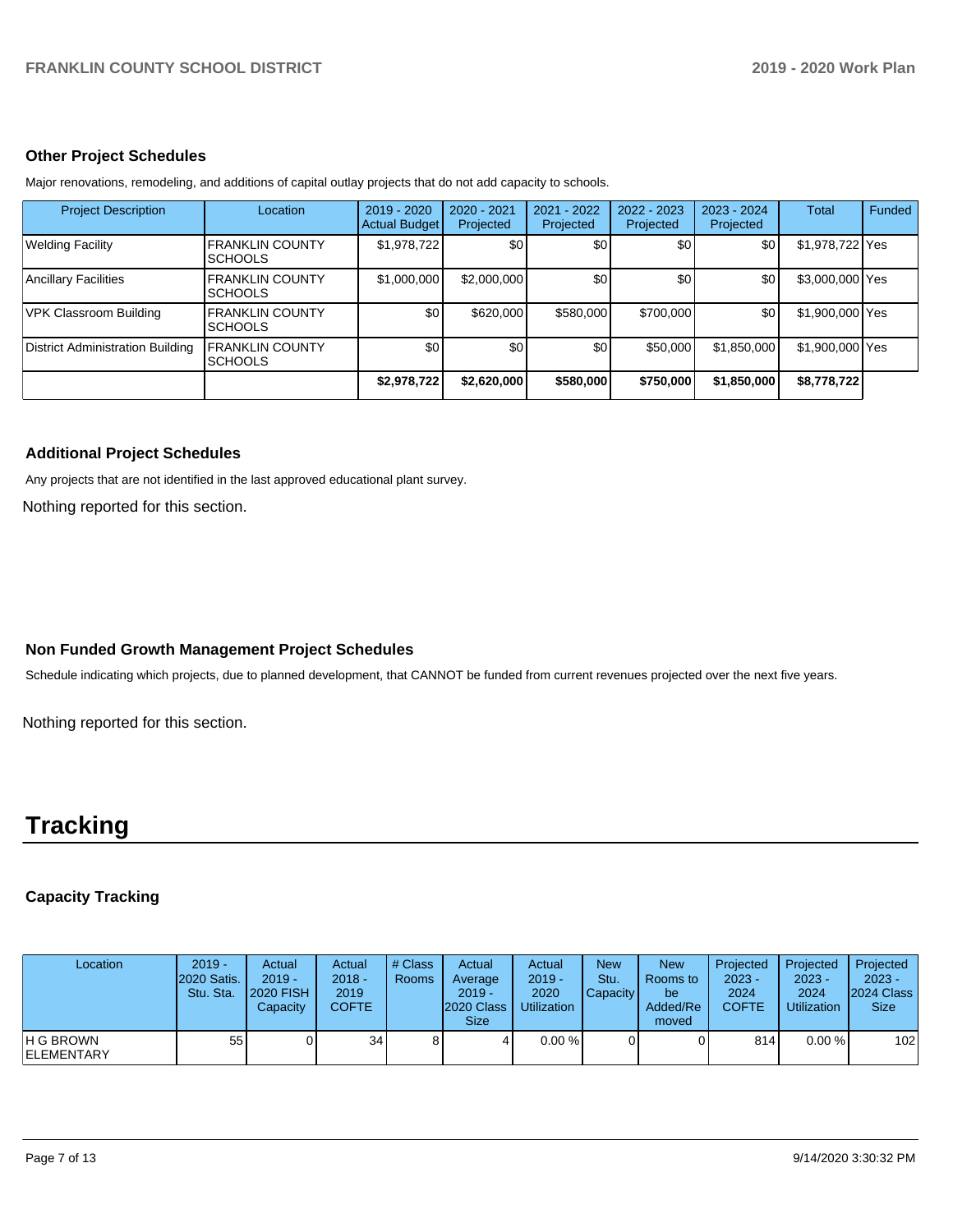### Other Project Schedules

Major renovations, remodeling, and additions of capital outlay projects that do not add capacity to schools.

| Project Description | Location | 2019 - 2020 Actual Budget | 2020 - 2021 Projected | 2021 - 2022 Projected | 2022 - 2023 Projected | 2023 - 2024 Projected | Total | Funded |
|---|---|---|---|---|---|---|---|---|
| Welding Facility | FRANKLIN COUNTY SCHOOLS | $1,978,722 | $0 | $0 | $0 | $0 | $1,978,722 | Yes |
| Ancillary Facilities | FRANKLIN COUNTY SCHOOLS | $1,000,000 | $2,000,000 | $0 | $0 | $0 | $3,000,000 | Yes |
| VPK Classroom Building | FRANKLIN COUNTY SCHOOLS | $0 | $620,000 | $580,000 | $700,000 | $0 | $1,900,000 | Yes |
| District Administration Building | FRANKLIN COUNTY SCHOOLS | $0 | $0 | $0 | $50,000 | $1,850,000 | $1,900,000 | Yes |
| | | **$2,978,722** | **$2,620,000** | **$580,000** | **$750,000** | **$1,850,000** | **$8,778,722** | |

### Additional Project Schedules

Any projects that are not identified in the last approved educational plant survey.

Nothing reported for this section.

### Non Funded Growth Management Project Schedules

Schedule indicating which projects, due to planned development, that CANNOT be funded from current revenues projected over the next five years.

Nothing reported for this section.

# Tracking

### Capacity Tracking

| Location | 2019 - 2020 Satis. Stu. Sta. | Actual 2019 - 2020 FISH Capacity | Actual 2018 - 2019 COFTE | # Class Rooms | Actual Average 2019 - 2020 Class Size | Actual 2019 - 2020 Utilization | New Stu. Capacity | New Rooms to be Added/Removed | Projected 2023 - 2024 COFTE | Projected 2023 - 2024 Utilization | Projected 2023 - 2024 Class Size |
|---|---|---|---|---|---|---|---|---|---|---|---|
| H G BROWN ELEMENTARY | 55 | 0 | 34 | 8 | 4 | 0.00 % | 0 | 0 | 814 | 0.00 % | 102 |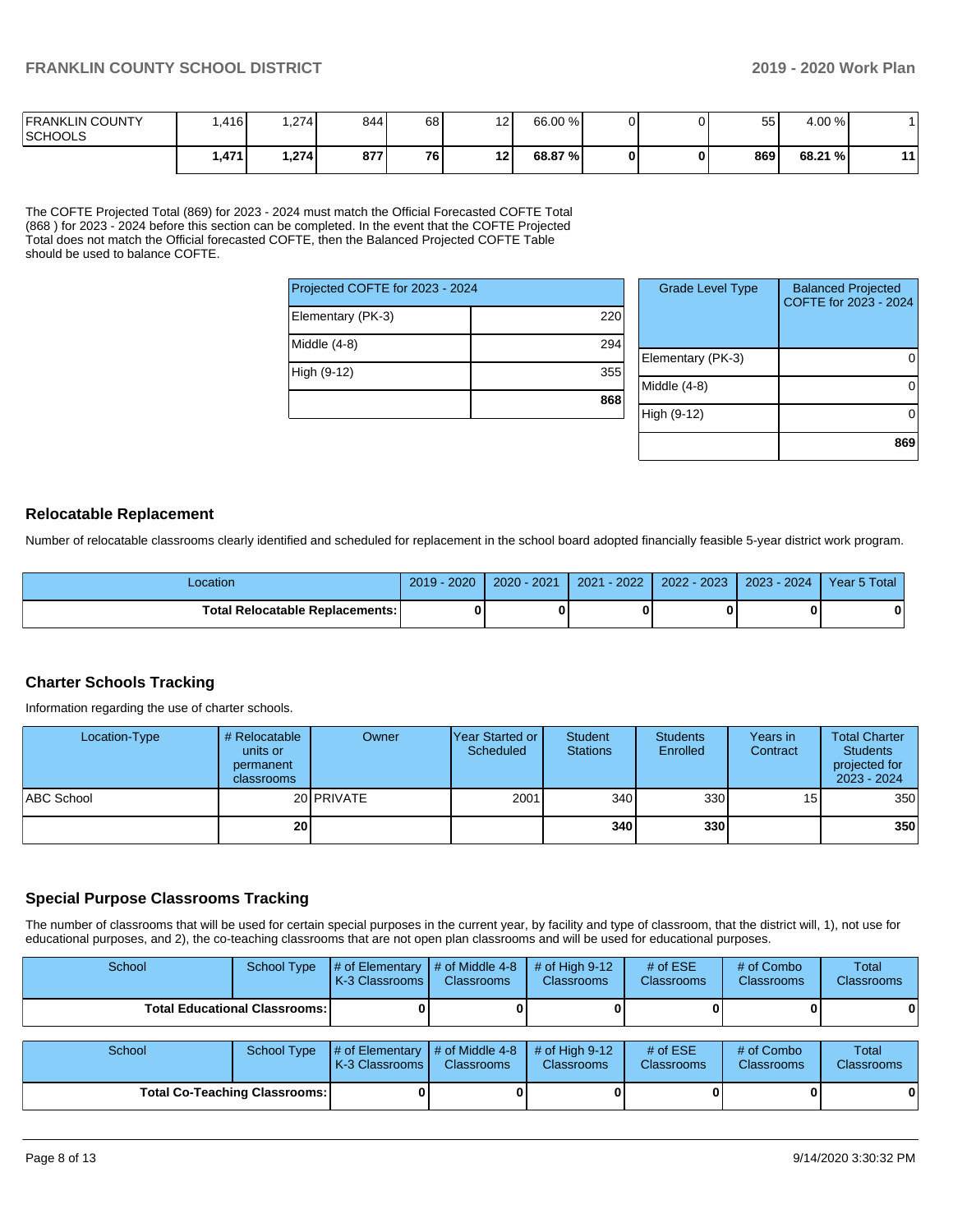| | | | | | | | | | | |
|---|---|---|---|---|---|---|---|---|---|---|
| FRANKLIN COUNTY SCHOOLS | 1,416 | 1,274 | 844 | 68 | 12 | 66.00 % | 0 | 0 | 55 | 4.00 % | 1 |
| | **1,471** | **1,274** | **877** | **76** | **12** | **68.87 %** | **0** | **0** | **869** | **68.21 %** | **11** |

The COFTE Projected Total (869) for 2023 - 2024 must match the Official Forecasted COFTE Total (868 ) for 2023 - 2024 before this section can be completed. In the event that the COFTE Projected Total does not match the Official forecasted COFTE, then the Balanced Projected COFTE Table should be used to balance COFTE.

| Projected COFTE for 2023 - 2024 | |
|---|---|
| Elementary (PK-3) | 220 |
| Middle (4-8) | 294 |
| High (9-12) | 355 |
| | **868** |

| Grade Level Type | Balanced Projected COFTE for 2023 - 2024 |
|---|---|
| Elementary (PK-3) | 0 |
| Middle (4-8) | 0 |
| High (9-12) | 0 |
| | **869** |

## Relocatable Replacement

Number of relocatable classrooms clearly identified and scheduled for replacement in the school board adopted financially feasible 5-year district work program.

| Location | 2019 - 2020 | 2020 - 2021 | 2021 - 2022 | 2022 - 2023 | 2023 - 2024 | Year 5 Total |
|---|---|---|---|---|---|---|
| **Total Relocatable Replacements:** | **0** | **0** | **0** | **0** | **0** | **0** |

## Charter Schools Tracking

Information regarding the use of charter schools.

| Location-Type | # Relocatable units or permanent classrooms | Owner | Year Started or Scheduled | Student Stations | Students Enrolled | Years in Contract | Total Charter Students projected for 2023 - 2024 |
|---|---|---|---|---|---|---|---|
| ABC School | 20 | PRIVATE | 2001 | 340 | 330 | 15 | 350 |
| | **20** | | | **340** | **330** | | **350** |

## Special Purpose Classrooms Tracking

The number of classrooms that will be used for certain special purposes in the current year, by facility and type of classroom, that the district will, 1), not use for educational purposes, and 2), the co-teaching classrooms that are not open plan classrooms and will be used for educational purposes.

| School | School Type | # of Elementary K-3 Classrooms | # of Middle 4-8 Classrooms | # of High 9-12 Classrooms | # of ESE Classrooms | # of Combo Classrooms | Total Classrooms |
|---|---|---|---|---|---|---|---|
| **Total Educational Classrooms:** | | **0** | **0** | **0** | **0** | **0** | **0** |

| School | School Type | # of Elementary K-3 Classrooms | # of Middle 4-8 Classrooms | # of High 9-12 Classrooms | # of ESE Classrooms | # of Combo Classrooms | Total Classrooms |
|---|---|---|---|---|---|---|---|
| **Total Co-Teaching Classrooms:** | | **0** | **0** | **0** | **0** | **0** | **0** |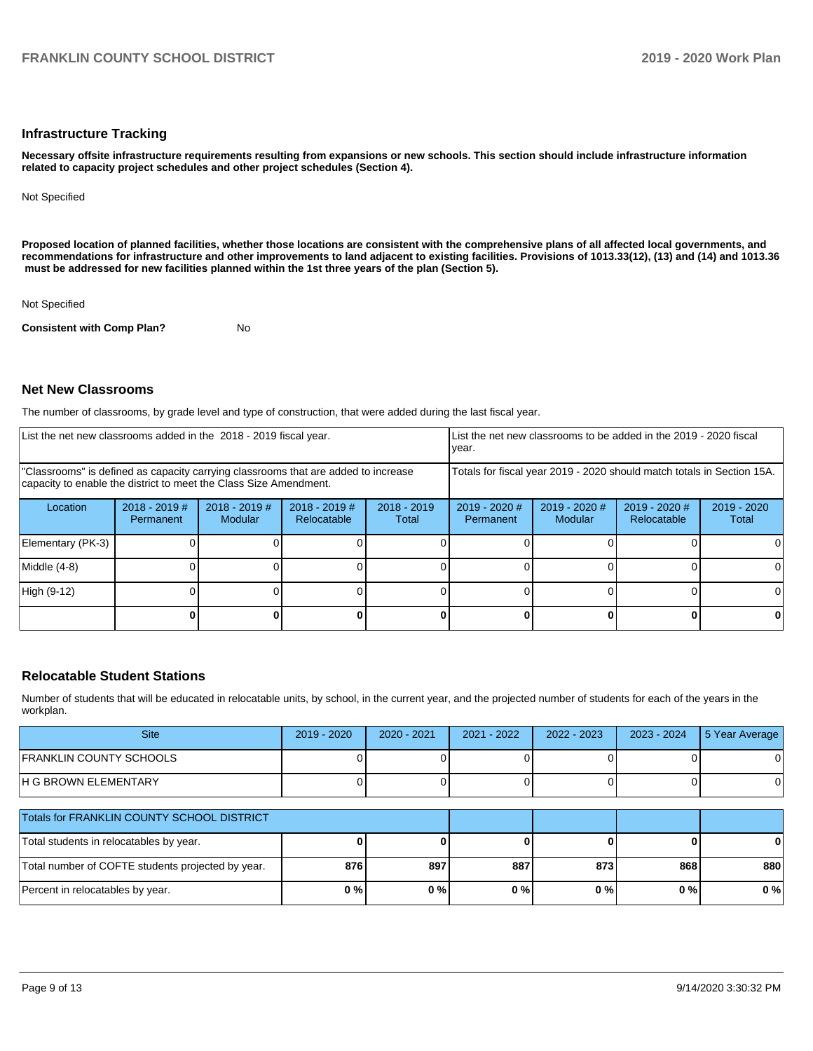## Infrastructure Tracking

**Necessary offsite infrastructure requirements resulting from expansions or new schools. This section should include infrastructure information related to capacity project schedules and other project schedules (Section 4).**

Not Specified

**Proposed location of planned facilities, whether those locations are consistent with the comprehensive plans of all affected local governments, and recommendations for infrastructure and other improvements to land adjacent to existing facilities. Provisions of 1013.33(12), (13) and (14) and 1013.36 must be addressed for new facilities planned within the 1st three years of the plan (Section 5).**

Not Specified

**Consistent with Comp Plan?** No

## Net New Classrooms

The number of classrooms, by grade level and type of construction, that were added during the last fiscal year.

| List the net new classrooms added in the 2018 - 2019 fiscal year. | | | | | List the net new classrooms to be added in the 2019 - 2020 fiscal year. | | | |
|---|---|---|---|---|---|---|---|---|
| "Classrooms" is defined as capacity carrying classrooms that are added to increase capacity to enable the district to meet the Class Size Amendment. | | | | | Totals for fiscal year 2019 - 2020 should match totals in Section 15A. | | | |
| Location | 2018 - 2019 # Permanent | 2018 - 2019 # Modular | 2018 - 2019 # Relocatable | 2018 - 2019 Total | 2019 - 2020 # Permanent | 2019 - 2020 # Modular | 2019 - 2020 # Relocatable | 2019 - 2020 Total |
| Elementary (PK-3) | 0 | 0 | 0 | 0 | 0 | 0 | 0 | 0 |
| Middle (4-8) | 0 | 0 | 0 | 0 | 0 | 0 | 0 | 0 |
| High (9-12) | 0 | 0 | 0 | 0 | 0 | 0 | 0 | 0 |
| | **0** | **0** | **0** | **0** | **0** | **0** | **0** | **0** |

## Relocatable Student Stations

Number of students that will be educated in relocatable units, by school, in the current year, and the projected number of students for each of the years in the workplan.

| Site | 2019 - 2020 | 2020 - 2021 | 2021 - 2022 | 2022 - 2023 | 2023 - 2024 | 5 Year Average |
|---|---|---|---|---|---|---|
| FRANKLIN COUNTY SCHOOLS | 0 | 0 | 0 | 0 | 0 | 0 |
| H G BROWN ELEMENTARY | 0 | 0 | 0 | 0 | 0 | 0 |

| Totals for FRANKLIN COUNTY SCHOOL DISTRICT | | | | | | |
|---|---|---|---|---|---|---|
| Total students in relocatables by year. | **0** | **0** | **0** | **0** | **0** | **0** |
| Total number of COFTE students projected by year. | **876** | **897** | **887** | **873** | **868** | **880** |
| Percent in relocatables by year. | **0 %** | **0 %** | **0 %** | **0 %** | **0 %** | **0 %** |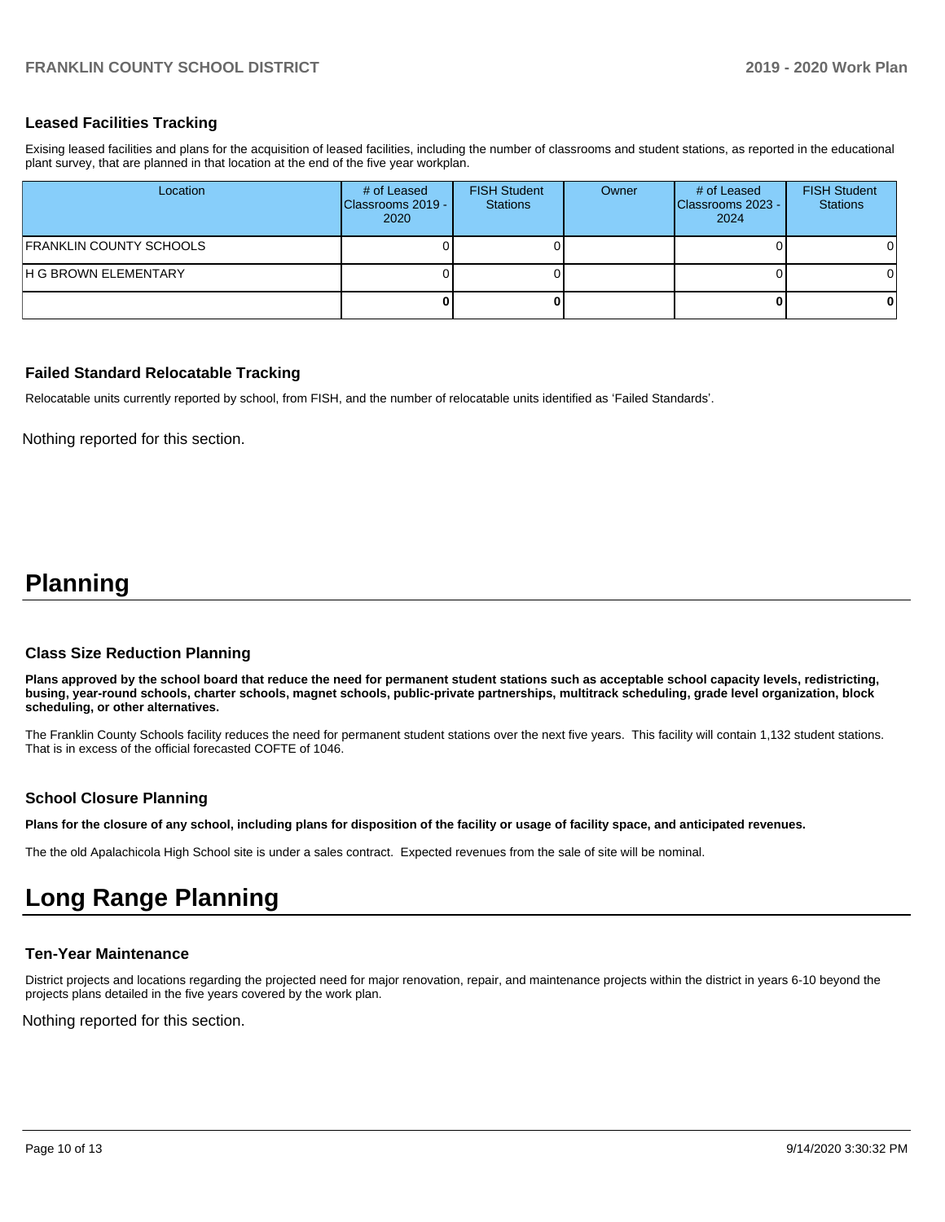### Leased Facilities Tracking

Exising leased facilities and plans for the acquisition of leased facilities, including the number of classrooms and student stations, as reported in the educational plant survey, that are planned in that location at the end of the five year workplan.

| Location | # of Leased Classrooms 2019 - 2020 | FISH Student Stations | Owner | # of Leased Classrooms 2023 - 2024 | FISH Student Stations |
|---|---|---|---|---|---|
| FRANKLIN COUNTY SCHOOLS | 0 | 0 | | 0 | 0 |
| H G BROWN ELEMENTARY | 0 | 0 | | 0 | 0 |
| | **0** | **0** | | **0** | **0** |

### Failed Standard Relocatable Tracking

Relocatable units currently reported by school, from FISH, and the number of relocatable units identified as 'Failed Standards'.

Nothing reported for this section.

# Planning

### Class Size Reduction Planning

**Plans approved by the school board that reduce the need for permanent student stations such as acceptable school capacity levels, redistricting, busing, year-round schools, charter schools, magnet schools, public-private partnerships, multitrack scheduling, grade level organization, block scheduling, or other alternatives.**

The Franklin County Schools facility reduces the need for permanent student stations over the next five years. This facility will contain 1,132 student stations. That is in excess of the official forecasted COFTE of 1046.

### School Closure Planning

**Plans for the closure of any school, including plans for disposition of the facility or usage of facility space, and anticipated revenues.**

The the old Apalachicola High School site is under a sales contract. Expected revenues from the sale of site will be nominal.

# Long Range Planning

### Ten-Year Maintenance

District projects and locations regarding the projected need for major renovation, repair, and maintenance projects within the district in years 6-10 beyond the projects plans detailed in the five years covered by the work plan.

Nothing reported for this section.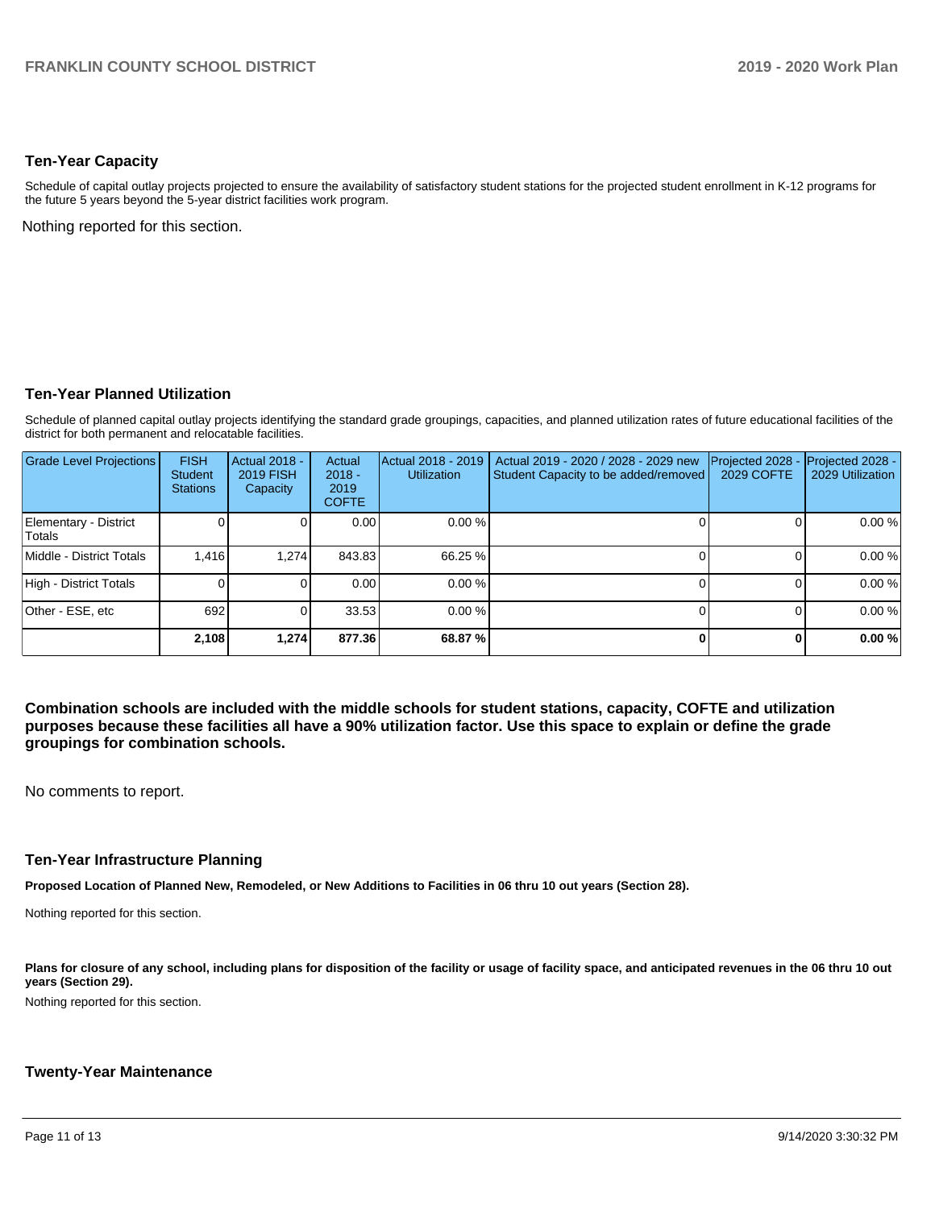## Ten-Year Capacity

Schedule of capital outlay projects projected to ensure the availability of satisfactory student stations for the projected student enrollment in K-12 programs for the future 5 years beyond the 5-year district facilities work program.

Nothing reported for this section.

## Ten-Year Planned Utilization

Schedule of planned capital outlay projects identifying the standard grade groupings, capacities, and planned utilization rates of future educational facilities of the district for both permanent and relocatable facilities.

| Grade Level Projections | FISH Student Stations | Actual 2018 - 2019 FISH Capacity | Actual 2018 - 2019 COFTE | Actual 2018 - 2019 Utilization | Actual 2019 - 2020 / 2028 - 2029 new Student Capacity to be added/removed | Projected 2028 - 2029 COFTE | Projected 2028 - 2029 Utilization |
|---|---|---|---|---|---|---|---|
| Elementary - District Totals | 0 | 0 | 0.00 | 0.00 % | 0 | 0 | 0.00 % |
| Middle - District Totals | 1,416 | 1,274 | 843.83 | 66.25 % | 0 | 0 | 0.00 % |
| High - District Totals | 0 | 0 | 0.00 | 0.00 % | 0 | 0 | 0.00 % |
| Other - ESE, etc | 692 | 0 | 33.53 | 0.00 % | 0 | 0 | 0.00 % |
| | **2,108** | **1,274** | **877.36** | **68.87 %** | **0** | **0** | **0.00 %** |

**Combination schools are included with the middle schools for student stations, capacity, COFTE and utilization purposes because these facilities all have a 90% utilization factor. Use this space to explain or define the grade groupings for combination schools.**

No comments to report.

## Ten-Year Infrastructure Planning

**Proposed Location of Planned New, Remodeled, or New Additions to Facilities in 06 thru 10 out years (Section 28).**

Nothing reported for this section.

**Plans for closure of any school, including plans for disposition of the facility or usage of facility space, and anticipated revenues in the 06 thru 10 out years (Section 29).**

Nothing reported for this section.

## Twenty-Year Maintenance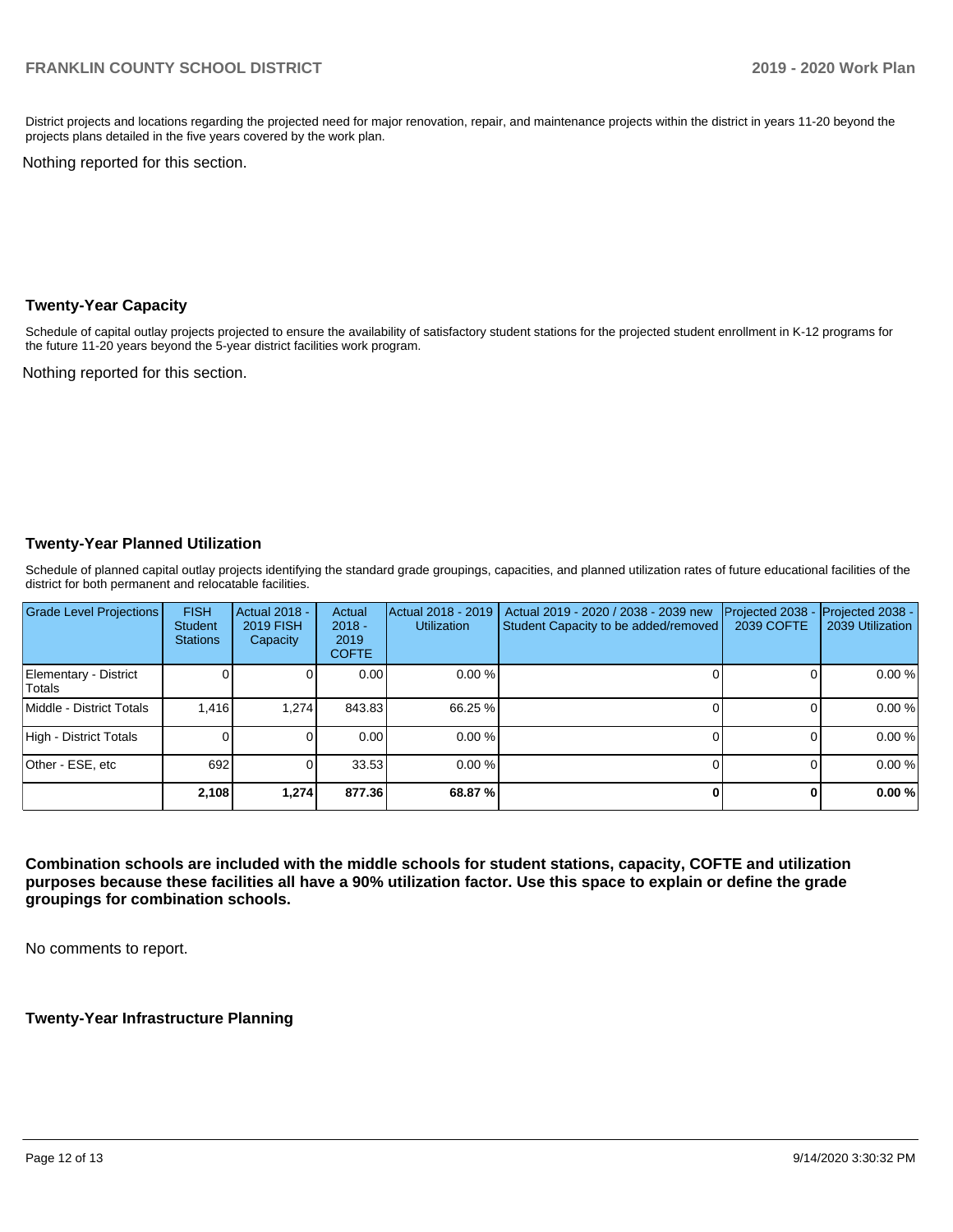District projects and locations regarding the projected need for major renovation, repair, and maintenance projects within the district in years 11-20 beyond the projects plans detailed in the five years covered by the work plan.

Nothing reported for this section.

## Twenty-Year Capacity

Schedule of capital outlay projects projected to ensure the availability of satisfactory student stations for the projected student enrollment in K-12 programs for the future 11-20 years beyond the 5-year district facilities work program.

Nothing reported for this section.

## Twenty-Year Planned Utilization

Schedule of planned capital outlay projects identifying the standard grade groupings, capacities, and planned utilization rates of future educational facilities of the district for both permanent and relocatable facilities.

| Grade Level Projections | FISH Student Stations | Actual 2018 - 2019 FISH Capacity | Actual 2018 - 2019 COFTE | Actual 2018 - 2019 Utilization | Actual 2019 - 2020 / 2038 - 2039 new Student Capacity to be added/removed | Projected 2038 - 2039 COFTE | Projected 2038 - 2039 Utilization |
|---|---|---|---|---|---|---|---|
| Elementary - District Totals | 0 | 0 | 0.00 | 0.00 % | 0 | 0 | 0.00 % |
| Middle - District Totals | 1,416 | 1,274 | 843.83 | 66.25 % | 0 | 0 | 0.00 % |
| High - District Totals | 0 | 0 | 0.00 | 0.00 % | 0 | 0 | 0.00 % |
| Other - ESE, etc | 692 | 0 | 33.53 | 0.00 % | 0 | 0 | 0.00 % |
| | **2,108** | **1,274** | **877.36** | **68.87 %** | **0** | **0** | **0.00 %** |

**Combination schools are included with the middle schools for student stations, capacity, COFTE and utilization purposes because these facilities all have a 90% utilization factor. Use this space to explain or define the grade groupings for combination schools.**

No comments to report.

## Twenty-Year Infrastructure Planning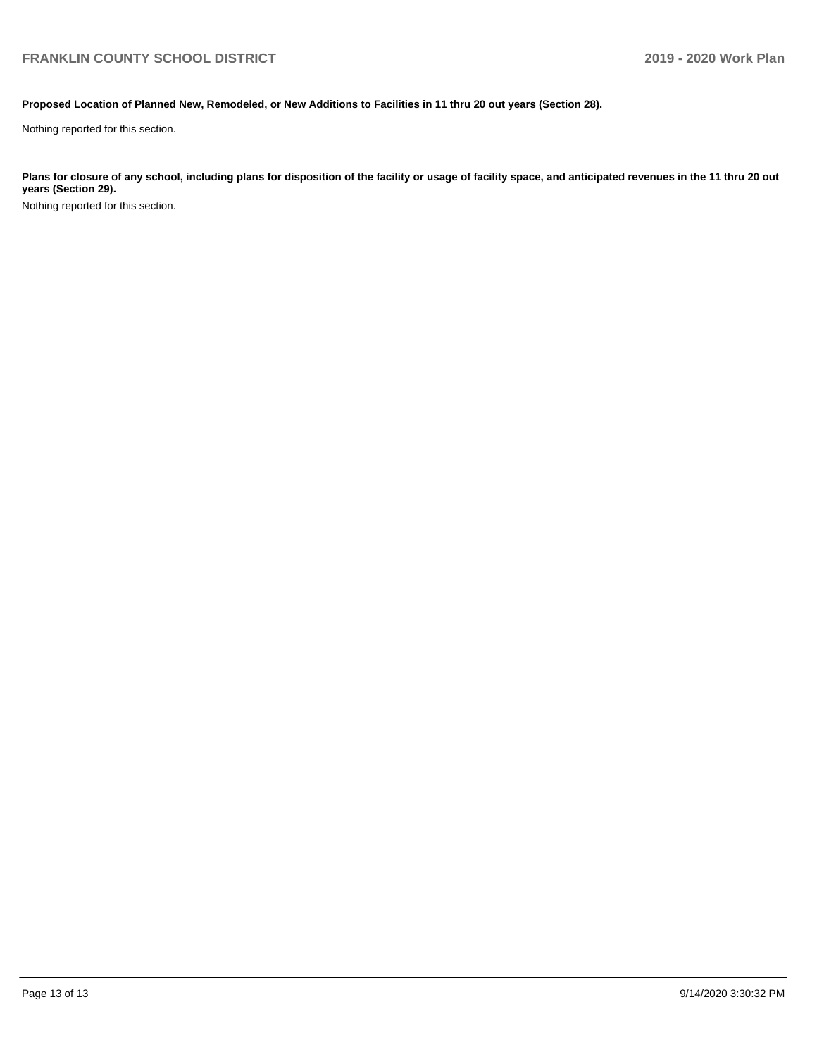**Proposed Location of Planned New, Remodeled, or New Additions to Facilities in 11 thru 20 out years (Section 28).**

Nothing reported for this section.

**Plans for closure of any school, including plans for disposition of the facility or usage of facility space, and anticipated revenues in the 11 thru 20 out years (Section 29).**

Nothing reported for this section.